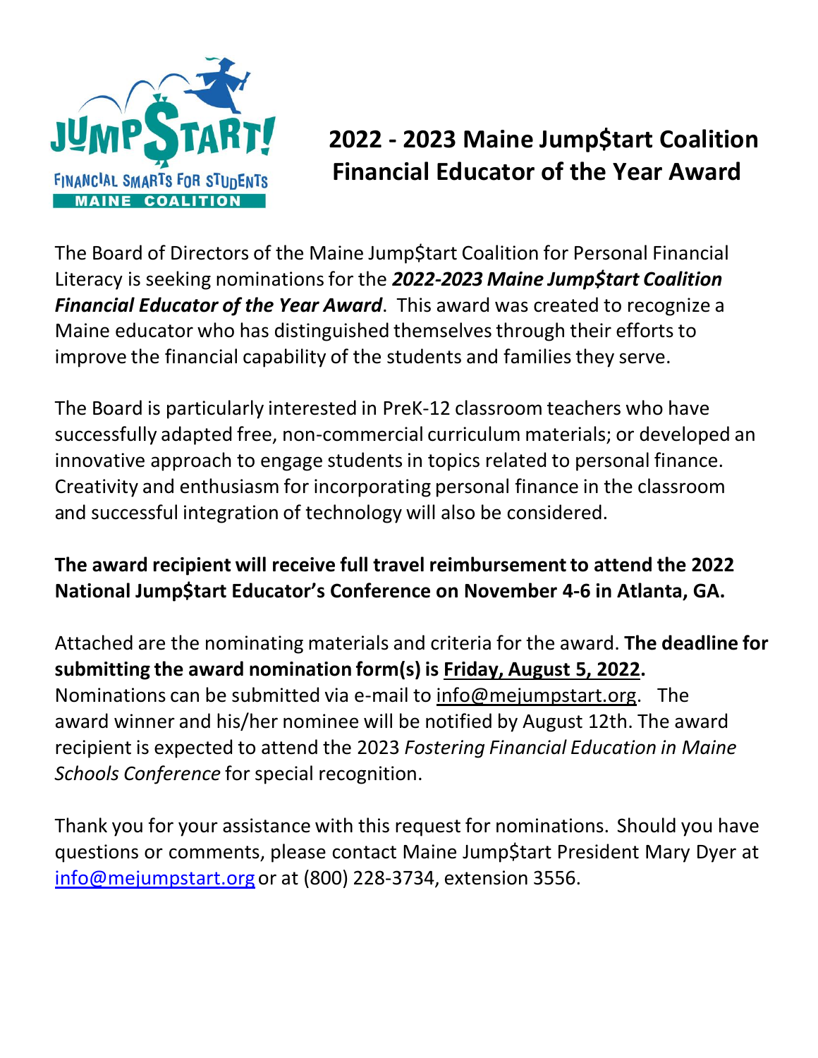# 2022 - 2023 Maine Jump$tart Coalition Financial Educator of the Year Award

The Board of Directors of the Maine Jump$tart Coalition for Personal Financial Literacy is seeking nominations for the ***2022-2023 Maine Jump$tart Coalition Financial Educator of the Year Award***. This award was created to recognize a Maine educator who has distinguished themselves through their efforts to improve the financial capability of the students and families they serve.

The Board is particularly interested in PreK-12 classroom teachers who have successfully adapted free, non-commercial curriculum materials; or developed an innovative approach to engage students in topics related to personal finance. Creativity and enthusiasm for incorporating personal finance in the classroom and successful integration of technology will also be considered.

**The award recipient will receive full travel reimbursement to attend the 2022 National Jump$tart Educator's Conference on November 4-6 in Atlanta, GA.**

Attached are the nominating materials and criteria for the award. **The deadline for submitting the award nomination form(s) is Friday, August 5, 2022.** Nominations can be submitted via e-mail to info@mejumpstart.org. The award winner and his/her nominee will be notified by August 12th. The award recipient is expected to attend the 2023 *Fostering Financial Education in Maine Schools Conference* for special recognition.

Thank you for your assistance with this request for nominations. Should you have questions or comments, please contact Maine Jump$tart President Mary Dyer at info@mejumpstart.org or at (800) 228-3734, extension 3556.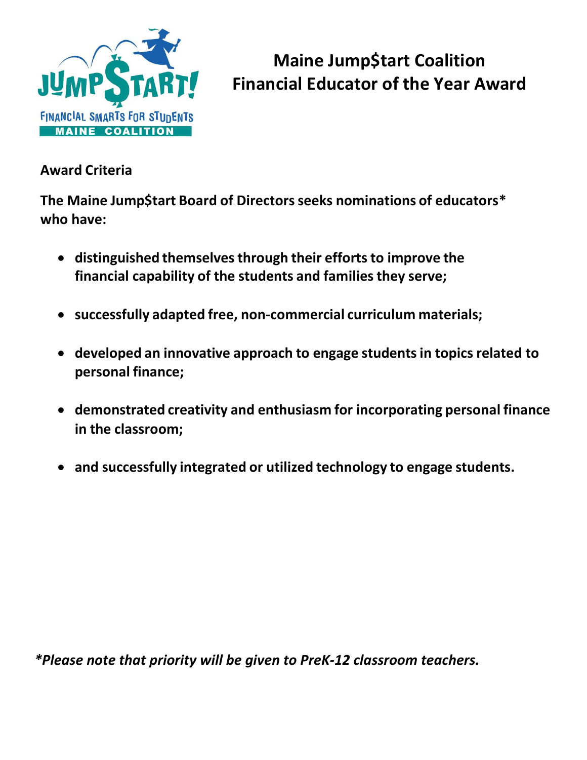# Maine Jump$tart Coalition Financial Educator of the Year Award

**Award Criteria**

**The Maine Jump$tart Board of Directors seeks nominations of educators* who have:**

- **distinguished themselves through their efforts to improve the financial capability of the students and families they serve;**
- **successfully adapted free, non-commercial curriculum materials;**
- **developed an innovative approach to engage students in topics related to personal finance;**
- **demonstrated creativity and enthusiasm for incorporating personal finance in the classroom;**
- **and successfully integrated or utilized technology to engage students.**

***Please note that priority will be given to PreK-12 classroom teachers.***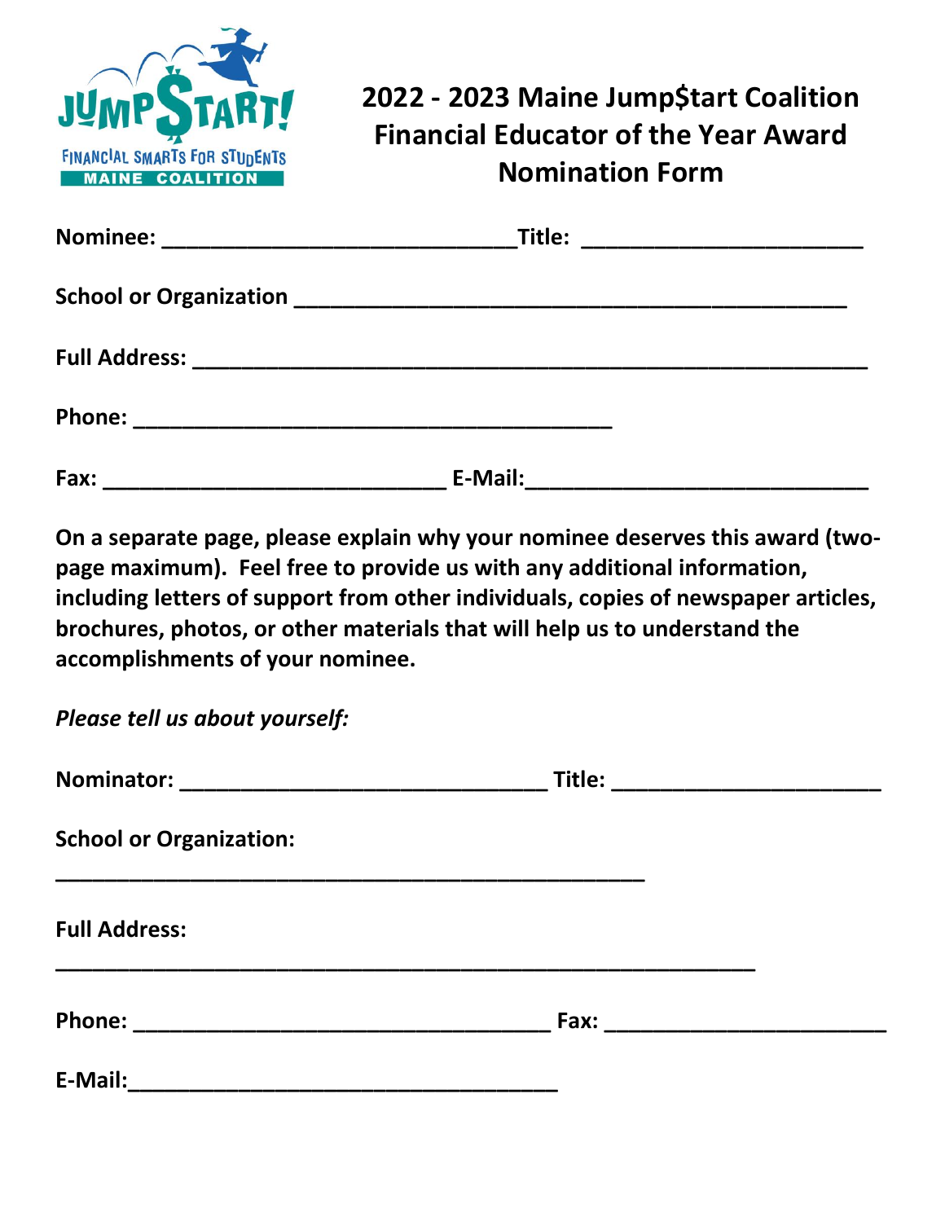# 2022 - 2023 Maine Jump$tart Coalition Financial Educator of the Year Award Nomination Form

**Nominee:** ____________________________**Title:** ______________________

**School or Organization** ____________________________________________

**Full Address:** _____________________________________________________

**Phone:** _____________________________________

**Fax:** ___________________________ **E-Mail:**___________________________

**On a separate page, please explain why your nominee deserves this award (two-page maximum). Feel free to provide us with any additional information, including letters of support from other individuals, copies of newspaper articles, brochures, photos, or other materials that will help us to understand the accomplishments of your nominee.**

***Please tell us about yourself:***

**Nominator:** _____________________________ **Title:** _____________________

**School or Organization:**

_______________________________________________

**Full Address:**

________________________________________________________

**Phone:** _________________________________ **Fax:** ______________________

**E-Mail:**__________________________________